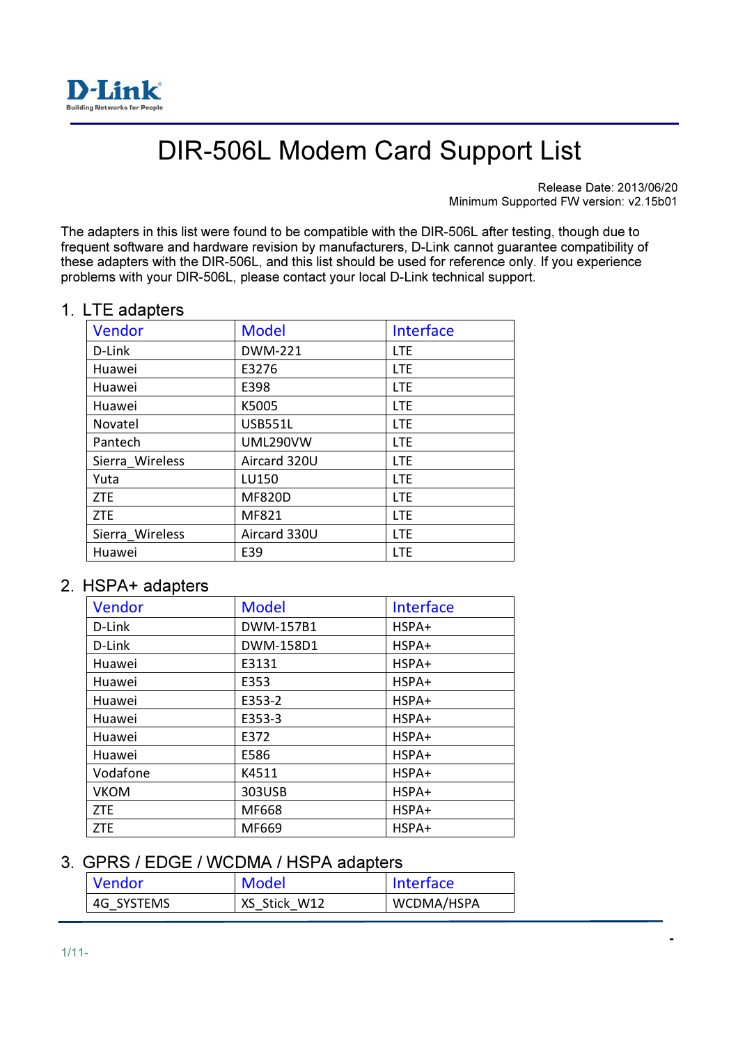# DIR-506L Modem Card Support List

Release Date: 2013/06/20
Minimum Supported FW version: v2.15b01

The adapters in this list were found to be compatible with the DIR-506L after testing, though due to frequent software and hardware revision by manufacturers, D-Link cannot guarantee compatibility of these adapters with the DIR-506L, and this list should be used for reference only. If you experience problems with your DIR-506L, please contact your local D-Link technical support.

## 1. LTE adapters

| Vendor | Model | Interface |
|---|---|---|
| D-Link | DWM-221 | LTE |
| Huawei | E3276 | LTE |
| Huawei | E398 | LTE |
| Huawei | K5005 | LTE |
| Novatel | USB551L | LTE |
| Pantech | UML290VW | LTE |
| Sierra_Wireless | Aircard 320U | LTE |
| Yuta | LU150 | LTE |
| ZTE | MF820D | LTE |
| ZTE | MF821 | LTE |
| Sierra_Wireless | Aircard 330U | LTE |
| Huawei | E39 | LTE |

## 2. HSPA+ adapters

| Vendor | Model | Interface |
|---|---|---|
| D-Link | DWM-157B1 | HSPA+ |
| D-Link | DWM-158D1 | HSPA+ |
| Huawei | E3131 | HSPA+ |
| Huawei | E353 | HSPA+ |
| Huawei | E353-2 | HSPA+ |
| Huawei | E353-3 | HSPA+ |
| Huawei | E372 | HSPA+ |
| Huawei | E586 | HSPA+ |
| Vodafone | K4511 | HSPA+ |
| VKOM | 303USB | HSPA+ |
| ZTE | MF668 | HSPA+ |
| ZTE | MF669 | HSPA+ |

## 3. GPRS / EDGE / WCDMA / HSPA adapters

| Vendor | Model | Interface |
|---|---|---|
| 4G_SYSTEMS | XS_Stick_W12 | WCDMA/HSPA |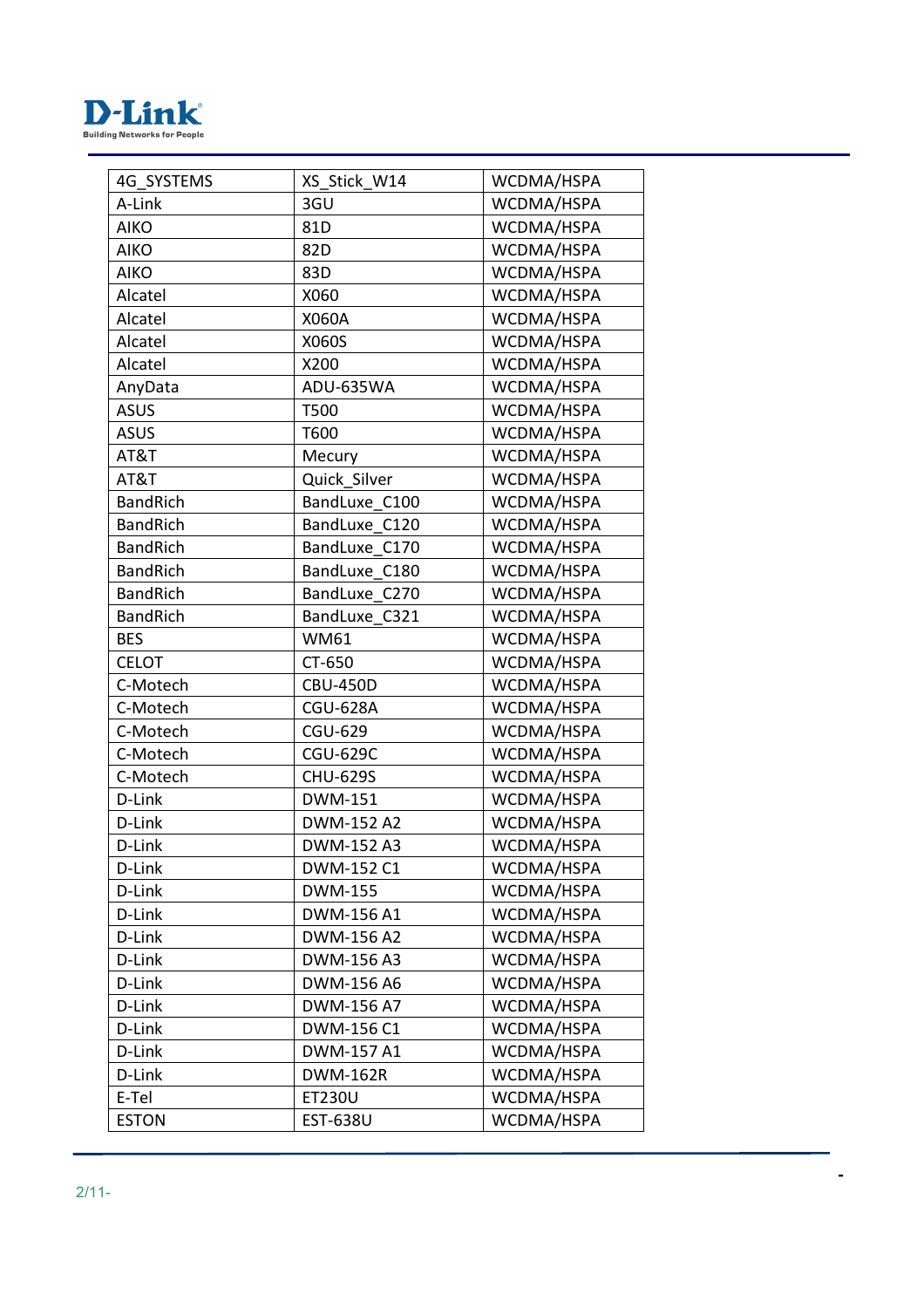| 4G_SYSTEMS | XS_Stick_W14 | WCDMA/HSPA |
| --- | --- | --- |
| A-Link | 3GU | WCDMA/HSPA |
| AIKO | 81D | WCDMA/HSPA |
| AIKO | 82D | WCDMA/HSPA |
| AIKO | 83D | WCDMA/HSPA |
| Alcatel | X060 | WCDMA/HSPA |
| Alcatel | X060A | WCDMA/HSPA |
| Alcatel | X060S | WCDMA/HSPA |
| Alcatel | X200 | WCDMA/HSPA |
| AnyData | ADU-635WA | WCDMA/HSPA |
| ASUS | T500 | WCDMA/HSPA |
| ASUS | T600 | WCDMA/HSPA |
| AT&T | Mecury | WCDMA/HSPA |
| AT&T | Quick_Silver | WCDMA/HSPA |
| BandRich | BandLuxe_C100 | WCDMA/HSPA |
| BandRich | BandLuxe_C120 | WCDMA/HSPA |
| BandRich | BandLuxe_C170 | WCDMA/HSPA |
| BandRich | BandLuxe_C180 | WCDMA/HSPA |
| BandRich | BandLuxe_C270 | WCDMA/HSPA |
| BandRich | BandLuxe_C321 | WCDMA/HSPA |
| BES | WM61 | WCDMA/HSPA |
| CELOT | CT-650 | WCDMA/HSPA |
| C-Motech | CBU-450D | WCDMA/HSPA |
| C-Motech | CGU-628A | WCDMA/HSPA |
| C-Motech | CGU-629 | WCDMA/HSPA |
| C-Motech | CGU-629C | WCDMA/HSPA |
| C-Motech | CHU-629S | WCDMA/HSPA |
| D-Link | DWM-151 | WCDMA/HSPA |
| D-Link | DWM-152 A2 | WCDMA/HSPA |
| D-Link | DWM-152 A3 | WCDMA/HSPA |
| D-Link | DWM-152 C1 | WCDMA/HSPA |
| D-Link | DWM-155 | WCDMA/HSPA |
| D-Link | DWM-156 A1 | WCDMA/HSPA |
| D-Link | DWM-156 A2 | WCDMA/HSPA |
| D-Link | DWM-156 A3 | WCDMA/HSPA |
| D-Link | DWM-156 A6 | WCDMA/HSPA |
| D-Link | DWM-156 A7 | WCDMA/HSPA |
| D-Link | DWM-156 C1 | WCDMA/HSPA |
| D-Link | DWM-157 A1 | WCDMA/HSPA |
| D-Link | DWM-162R | WCDMA/HSPA |
| E-Tel | ET230U | WCDMA/HSPA |
| ESTON | EST-638U | WCDMA/HSPA |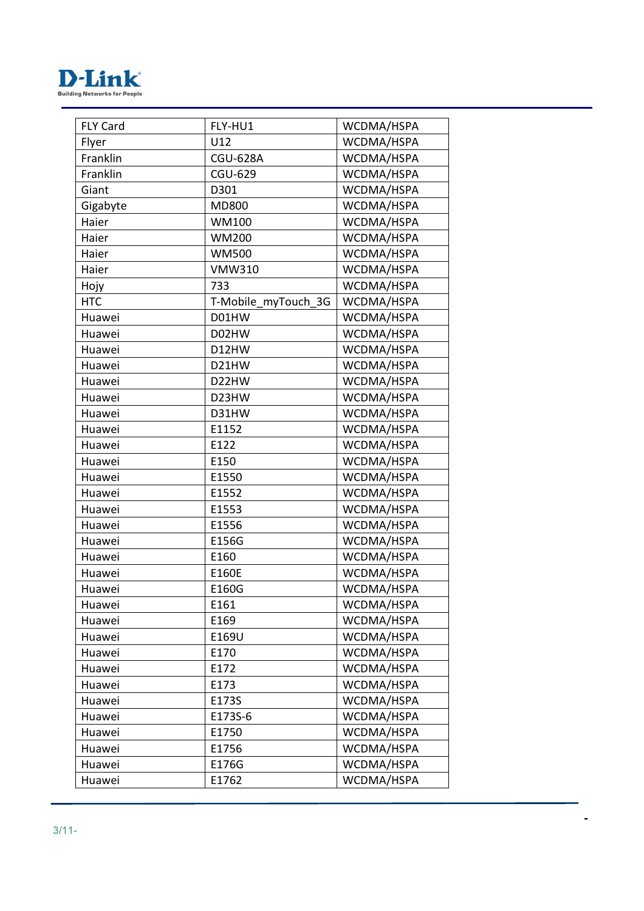| FLY Card | FLY-HU1 | WCDMA/HSPA |
|---|---|---|
| Flyer | U12 | WCDMA/HSPA |
| Franklin | CGU-628A | WCDMA/HSPA |
| Franklin | CGU-629 | WCDMA/HSPA |
| Giant | D301 | WCDMA/HSPA |
| Gigabyte | MD800 | WCDMA/HSPA |
| Haier | WM100 | WCDMA/HSPA |
| Haier | WM200 | WCDMA/HSPA |
| Haier | WM500 | WCDMA/HSPA |
| Haier | VMW310 | WCDMA/HSPA |
| Hojy | 733 | WCDMA/HSPA |
| HTC | T-Mobile_myTouch_3G | WCDMA/HSPA |
| Huawei | D01HW | WCDMA/HSPA |
| Huawei | D02HW | WCDMA/HSPA |
| Huawei | D12HW | WCDMA/HSPA |
| Huawei | D21HW | WCDMA/HSPA |
| Huawei | D22HW | WCDMA/HSPA |
| Huawei | D23HW | WCDMA/HSPA |
| Huawei | D31HW | WCDMA/HSPA |
| Huawei | E1152 | WCDMA/HSPA |
| Huawei | E122 | WCDMA/HSPA |
| Huawei | E150 | WCDMA/HSPA |
| Huawei | E1550 | WCDMA/HSPA |
| Huawei | E1552 | WCDMA/HSPA |
| Huawei | E1553 | WCDMA/HSPA |
| Huawei | E1556 | WCDMA/HSPA |
| Huawei | E156G | WCDMA/HSPA |
| Huawei | E160 | WCDMA/HSPA |
| Huawei | E160E | WCDMA/HSPA |
| Huawei | E160G | WCDMA/HSPA |
| Huawei | E161 | WCDMA/HSPA |
| Huawei | E169 | WCDMA/HSPA |
| Huawei | E169U | WCDMA/HSPA |
| Huawei | E170 | WCDMA/HSPA |
| Huawei | E172 | WCDMA/HSPA |
| Huawei | E173 | WCDMA/HSPA |
| Huawei | E173S | WCDMA/HSPA |
| Huawei | E173S-6 | WCDMA/HSPA |
| Huawei | E1750 | WCDMA/HSPA |
| Huawei | E1756 | WCDMA/HSPA |
| Huawei | E176G | WCDMA/HSPA |
| Huawei | E1762 | WCDMA/HSPA |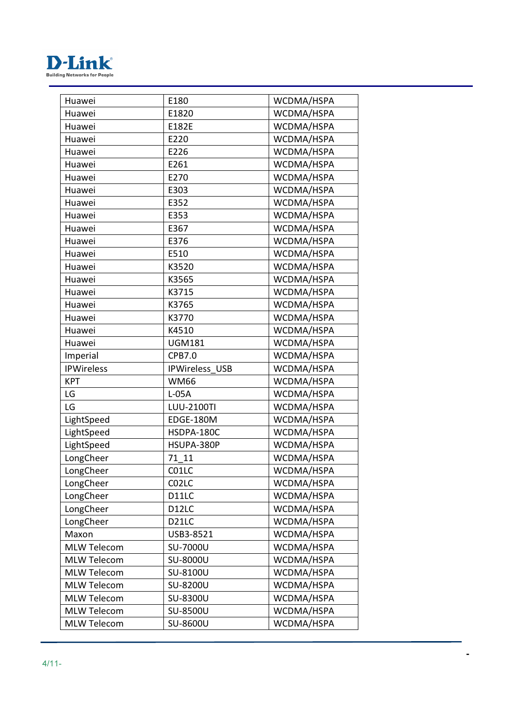| Huawei | E180 | WCDMA/HSPA |
|---|---|---|
| Huawei | E1820 | WCDMA/HSPA |
| Huawei | E182E | WCDMA/HSPA |
| Huawei | E220 | WCDMA/HSPA |
| Huawei | E226 | WCDMA/HSPA |
| Huawei | E261 | WCDMA/HSPA |
| Huawei | E270 | WCDMA/HSPA |
| Huawei | E303 | WCDMA/HSPA |
| Huawei | E352 | WCDMA/HSPA |
| Huawei | E353 | WCDMA/HSPA |
| Huawei | E367 | WCDMA/HSPA |
| Huawei | E376 | WCDMA/HSPA |
| Huawei | E510 | WCDMA/HSPA |
| Huawei | K3520 | WCDMA/HSPA |
| Huawei | K3565 | WCDMA/HSPA |
| Huawei | K3715 | WCDMA/HSPA |
| Huawei | K3765 | WCDMA/HSPA |
| Huawei | K3770 | WCDMA/HSPA |
| Huawei | K4510 | WCDMA/HSPA |
| Huawei | UGM181 | WCDMA/HSPA |
| Imperial | CPB7.0 | WCDMA/HSPA |
| IPWireless | IPWireless_USB | WCDMA/HSPA |
| KPT | WM66 | WCDMA/HSPA |
| LG | L-05A | WCDMA/HSPA |
| LG | LUU-2100TI | WCDMA/HSPA |
| LightSpeed | EDGE-180M | WCDMA/HSPA |
| LightSpeed | HSDPA-180C | WCDMA/HSPA |
| LightSpeed | HSUPA-380P | WCDMA/HSPA |
| LongCheer | 71_11 | WCDMA/HSPA |
| LongCheer | C01LC | WCDMA/HSPA |
| LongCheer | C02LC | WCDMA/HSPA |
| LongCheer | D11LC | WCDMA/HSPA |
| LongCheer | D12LC | WCDMA/HSPA |
| LongCheer | D21LC | WCDMA/HSPA |
| Maxon | USB3-8521 | WCDMA/HSPA |
| MLW Telecom | SU-7000U | WCDMA/HSPA |
| MLW Telecom | SU-8000U | WCDMA/HSPA |
| MLW Telecom | SU-8100U | WCDMA/HSPA |
| MLW Telecom | SU-8200U | WCDMA/HSPA |
| MLW Telecom | SU-8300U | WCDMA/HSPA |
| MLW Telecom | SU-8500U | WCDMA/HSPA |
| MLW Telecom | SU-8600U | WCDMA/HSPA |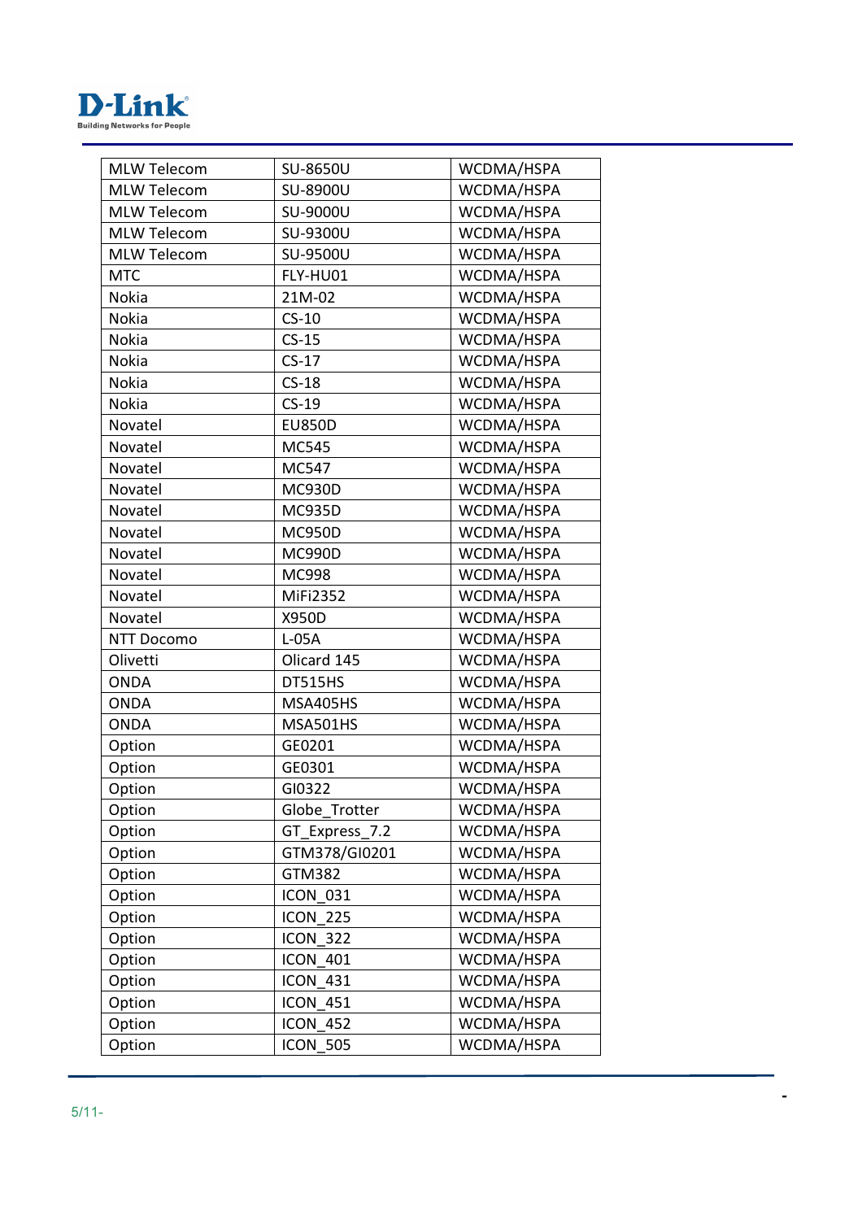| MLW Telecom | SU-8650U | WCDMA/HSPA |
|---|---|---|
| MLW Telecom | SU-8900U | WCDMA/HSPA |
| MLW Telecom | SU-9000U | WCDMA/HSPA |
| MLW Telecom | SU-9300U | WCDMA/HSPA |
| MLW Telecom | SU-9500U | WCDMA/HSPA |
| MTC | FLY-HU01 | WCDMA/HSPA |
| Nokia | 21M-02 | WCDMA/HSPA |
| Nokia | CS-10 | WCDMA/HSPA |
| Nokia | CS-15 | WCDMA/HSPA |
| Nokia | CS-17 | WCDMA/HSPA |
| Nokia | CS-18 | WCDMA/HSPA |
| Nokia | CS-19 | WCDMA/HSPA |
| Novatel | EU850D | WCDMA/HSPA |
| Novatel | MC545 | WCDMA/HSPA |
| Novatel | MC547 | WCDMA/HSPA |
| Novatel | MC930D | WCDMA/HSPA |
| Novatel | MC935D | WCDMA/HSPA |
| Novatel | MC950D | WCDMA/HSPA |
| Novatel | MC990D | WCDMA/HSPA |
| Novatel | MC998 | WCDMA/HSPA |
| Novatel | MiFi2352 | WCDMA/HSPA |
| Novatel | X950D | WCDMA/HSPA |
| NTT Docomo | L-05A | WCDMA/HSPA |
| Olivetti | Olicard 145 | WCDMA/HSPA |
| ONDA | DT515HS | WCDMA/HSPA |
| ONDA | MSA405HS | WCDMA/HSPA |
| ONDA | MSA501HS | WCDMA/HSPA |
| Option | GE0201 | WCDMA/HSPA |
| Option | GE0301 | WCDMA/HSPA |
| Option | GI0322 | WCDMA/HSPA |
| Option | Globe_Trotter | WCDMA/HSPA |
| Option | GT_Express_7.2 | WCDMA/HSPA |
| Option | GTM378/GI0201 | WCDMA/HSPA |
| Option | GTM382 | WCDMA/HSPA |
| Option | ICON_031 | WCDMA/HSPA |
| Option | ICON_225 | WCDMA/HSPA |
| Option | ICON_322 | WCDMA/HSPA |
| Option | ICON_401 | WCDMA/HSPA |
| Option | ICON_431 | WCDMA/HSPA |
| Option | ICON_451 | WCDMA/HSPA |
| Option | ICON_452 | WCDMA/HSPA |
| Option | ICON_505 | WCDMA/HSPA |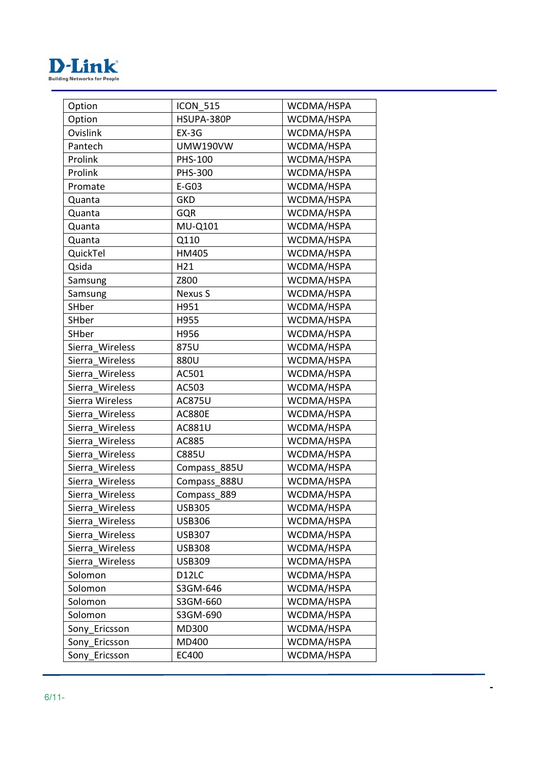| Option | ICON_515 | WCDMA/HSPA |
| --- | --- | --- |
| Option | HSUPA-380P | WCDMA/HSPA |
| Ovislink | EX-3G | WCDMA/HSPA |
| Pantech | UMW190VW | WCDMA/HSPA |
| Prolink | PHS-100 | WCDMA/HSPA |
| Prolink | PHS-300 | WCDMA/HSPA |
| Promate | E-G03 | WCDMA/HSPA |
| Quanta | GKD | WCDMA/HSPA |
| Quanta | GQR | WCDMA/HSPA |
| Quanta | MU-Q101 | WCDMA/HSPA |
| Quanta | Q110 | WCDMA/HSPA |
| QuickTel | HM405 | WCDMA/HSPA |
| Qsida | H21 | WCDMA/HSPA |
| Samsung | Z800 | WCDMA/HSPA |
| Samsung | Nexus S | WCDMA/HSPA |
| SHber | H951 | WCDMA/HSPA |
| SHber | H955 | WCDMA/HSPA |
| SHber | H956 | WCDMA/HSPA |
| Sierra_Wireless | 875U | WCDMA/HSPA |
| Sierra_Wireless | 880U | WCDMA/HSPA |
| Sierra_Wireless | AC501 | WCDMA/HSPA |
| Sierra_Wireless | AC503 | WCDMA/HSPA |
| Sierra Wireless | AC875U | WCDMA/HSPA |
| Sierra_Wireless | AC880E | WCDMA/HSPA |
| Sierra_Wireless | AC881U | WCDMA/HSPA |
| Sierra_Wireless | AC885 | WCDMA/HSPA |
| Sierra_Wireless | C885U | WCDMA/HSPA |
| Sierra_Wireless | Compass_885U | WCDMA/HSPA |
| Sierra_Wireless | Compass_888U | WCDMA/HSPA |
| Sierra_Wireless | Compass_889 | WCDMA/HSPA |
| Sierra_Wireless | USB305 | WCDMA/HSPA |
| Sierra_Wireless | USB306 | WCDMA/HSPA |
| Sierra_Wireless | USB307 | WCDMA/HSPA |
| Sierra_Wireless | USB308 | WCDMA/HSPA |
| Sierra_Wireless | USB309 | WCDMA/HSPA |
| Solomon | D12LC | WCDMA/HSPA |
| Solomon | S3GM-646 | WCDMA/HSPA |
| Solomon | S3GM-660 | WCDMA/HSPA |
| Solomon | S3GM-690 | WCDMA/HSPA |
| Sony_Ericsson | MD300 | WCDMA/HSPA |
| Sony_Ericsson | MD400 | WCDMA/HSPA |
| Sony_Ericsson | EC400 | WCDMA/HSPA |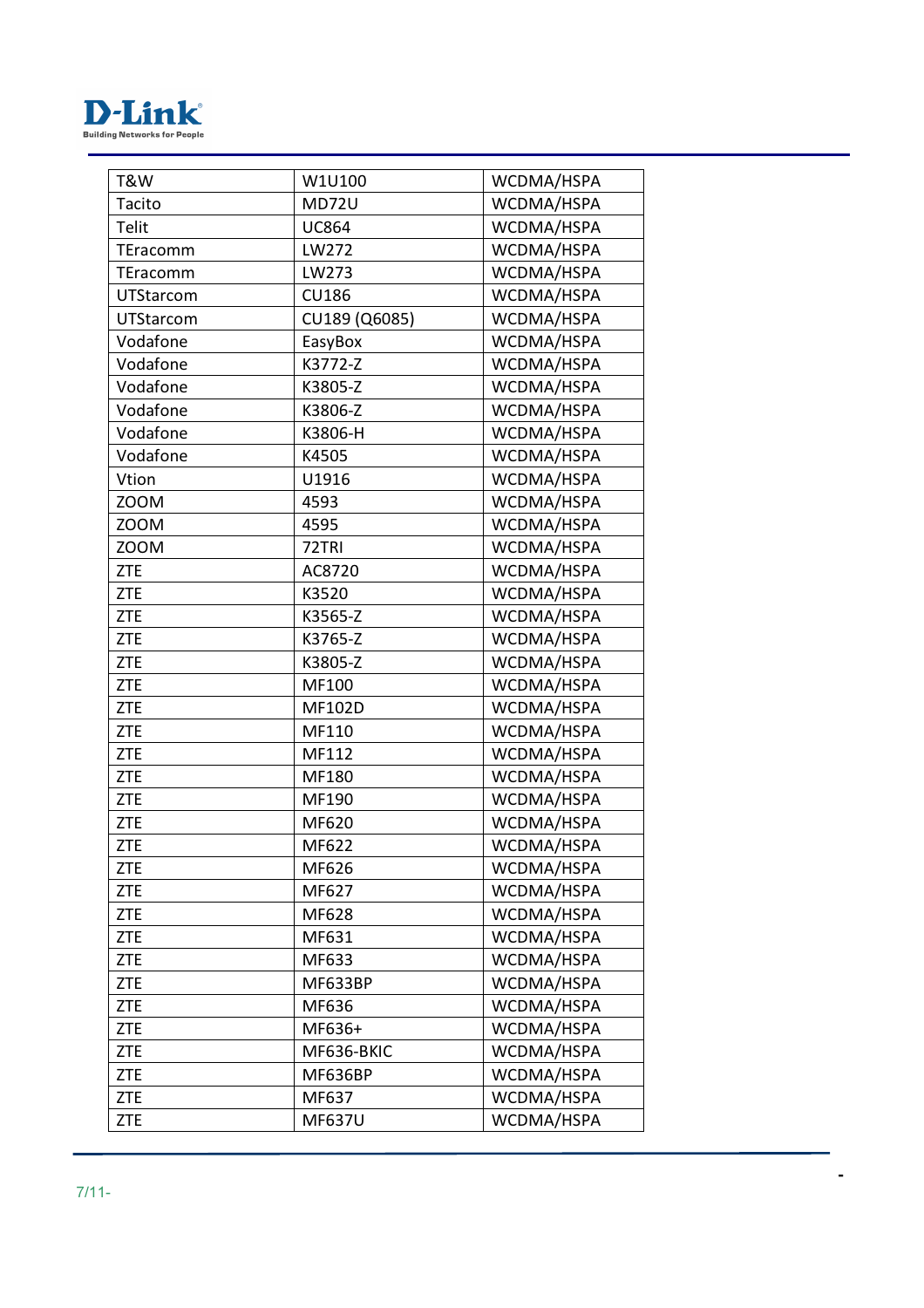| T&W | W1U100 | WCDMA/HSPA |
|---|---|---|
| Tacito | MD72U | WCDMA/HSPA |
| Telit | UC864 | WCDMA/HSPA |
| TEracomm | LW272 | WCDMA/HSPA |
| TEracomm | LW273 | WCDMA/HSPA |
| UTStarcom | CU186 | WCDMA/HSPA |
| UTStarcom | CU189 (Q6085) | WCDMA/HSPA |
| Vodafone | EasyBox | WCDMA/HSPA |
| Vodafone | K3772-Z | WCDMA/HSPA |
| Vodafone | K3805-Z | WCDMA/HSPA |
| Vodafone | K3806-Z | WCDMA/HSPA |
| Vodafone | K3806-H | WCDMA/HSPA |
| Vodafone | K4505 | WCDMA/HSPA |
| Vtion | U1916 | WCDMA/HSPA |
| ZOOM | 4593 | WCDMA/HSPA |
| ZOOM | 4595 | WCDMA/HSPA |
| ZOOM | 72TRI | WCDMA/HSPA |
| ZTE | AC8720 | WCDMA/HSPA |
| ZTE | K3520 | WCDMA/HSPA |
| ZTE | K3565-Z | WCDMA/HSPA |
| ZTE | K3765-Z | WCDMA/HSPA |
| ZTE | K3805-Z | WCDMA/HSPA |
| ZTE | MF100 | WCDMA/HSPA |
| ZTE | MF102D | WCDMA/HSPA |
| ZTE | MF110 | WCDMA/HSPA |
| ZTE | MF112 | WCDMA/HSPA |
| ZTE | MF180 | WCDMA/HSPA |
| ZTE | MF190 | WCDMA/HSPA |
| ZTE | MF620 | WCDMA/HSPA |
| ZTE | MF622 | WCDMA/HSPA |
| ZTE | MF626 | WCDMA/HSPA |
| ZTE | MF627 | WCDMA/HSPA |
| ZTE | MF628 | WCDMA/HSPA |
| ZTE | MF631 | WCDMA/HSPA |
| ZTE | MF633 | WCDMA/HSPA |
| ZTE | MF633BP | WCDMA/HSPA |
| ZTE | MF636 | WCDMA/HSPA |
| ZTE | MF636+ | WCDMA/HSPA |
| ZTE | MF636-BKIC | WCDMA/HSPA |
| ZTE | MF636BP | WCDMA/HSPA |
| ZTE | MF637 | WCDMA/HSPA |
| ZTE | MF637U | WCDMA/HSPA |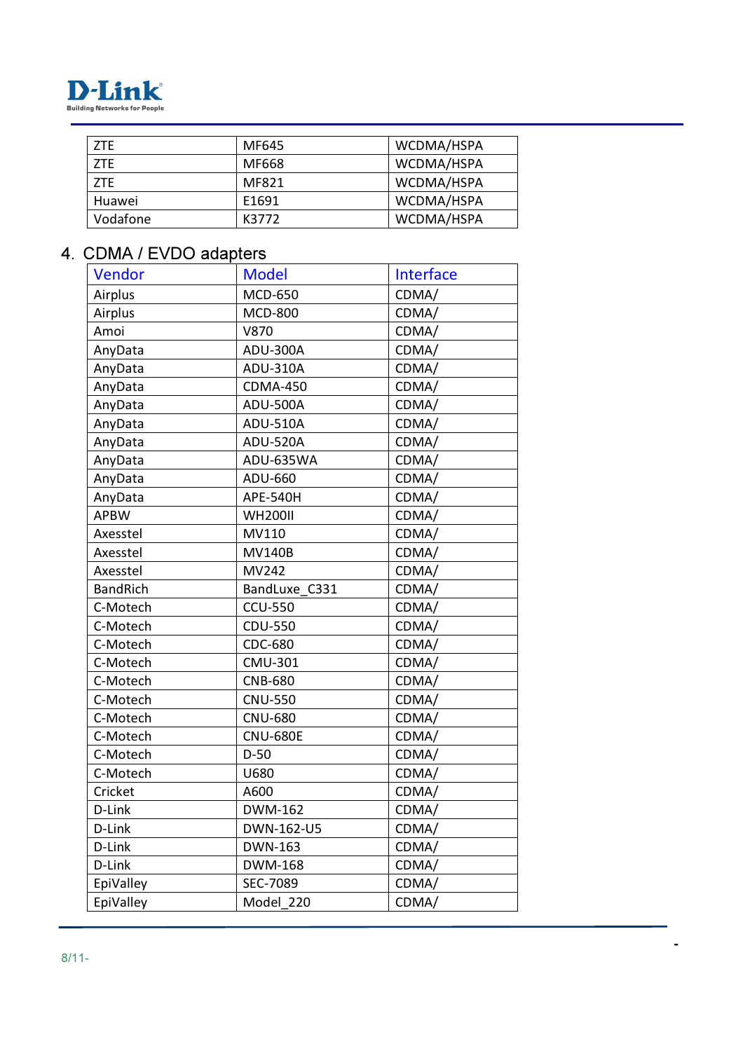| ZTE | MF645 | WCDMA/HSPA |
|---|---|---|
| ZTE | MF668 | WCDMA/HSPA |
| ZTE | MF821 | WCDMA/HSPA |
| Huawei | E1691 | WCDMA/HSPA |
| Vodafone | K3772 | WCDMA/HSPA |

## 4. CDMA / EVDO adapters

| Vendor | Model | Interface |
|---|---|---|
| Airplus | MCD-650 | CDMA/ |
| Airplus | MCD-800 | CDMA/ |
| Amoi | V870 | CDMA/ |
| AnyData | ADU-300A | CDMA/ |
| AnyData | ADU-310A | CDMA/ |
| AnyData | CDMA-450 | CDMA/ |
| AnyData | ADU-500A | CDMA/ |
| AnyData | ADU-510A | CDMA/ |
| AnyData | ADU-520A | CDMA/ |
| AnyData | ADU-635WA | CDMA/ |
| AnyData | ADU-660 | CDMA/ |
| AnyData | APE-540H | CDMA/ |
| APBW | WH200II | CDMA/ |
| Axesstel | MV110 | CDMA/ |
| Axesstel | MV140B | CDMA/ |
| Axesstel | MV242 | CDMA/ |
| BandRich | BandLuxe_C331 | CDMA/ |
| C-Motech | CCU-550 | CDMA/ |
| C-Motech | CDU-550 | CDMA/ |
| C-Motech | CDC-680 | CDMA/ |
| C-Motech | CMU-301 | CDMA/ |
| C-Motech | CNB-680 | CDMA/ |
| C-Motech | CNU-550 | CDMA/ |
| C-Motech | CNU-680 | CDMA/ |
| C-Motech | CNU-680E | CDMA/ |
| C-Motech | D-50 | CDMA/ |
| C-Motech | U680 | CDMA/ |
| Cricket | A600 | CDMA/ |
| D-Link | DWM-162 | CDMA/ |
| D-Link | DWN-162-U5 | CDMA/ |
| D-Link | DWN-163 | CDMA/ |
| D-Link | DWM-168 | CDMA/ |
| EpiValley | SEC-7089 | CDMA/ |
| EpiValley | Model_220 | CDMA/ |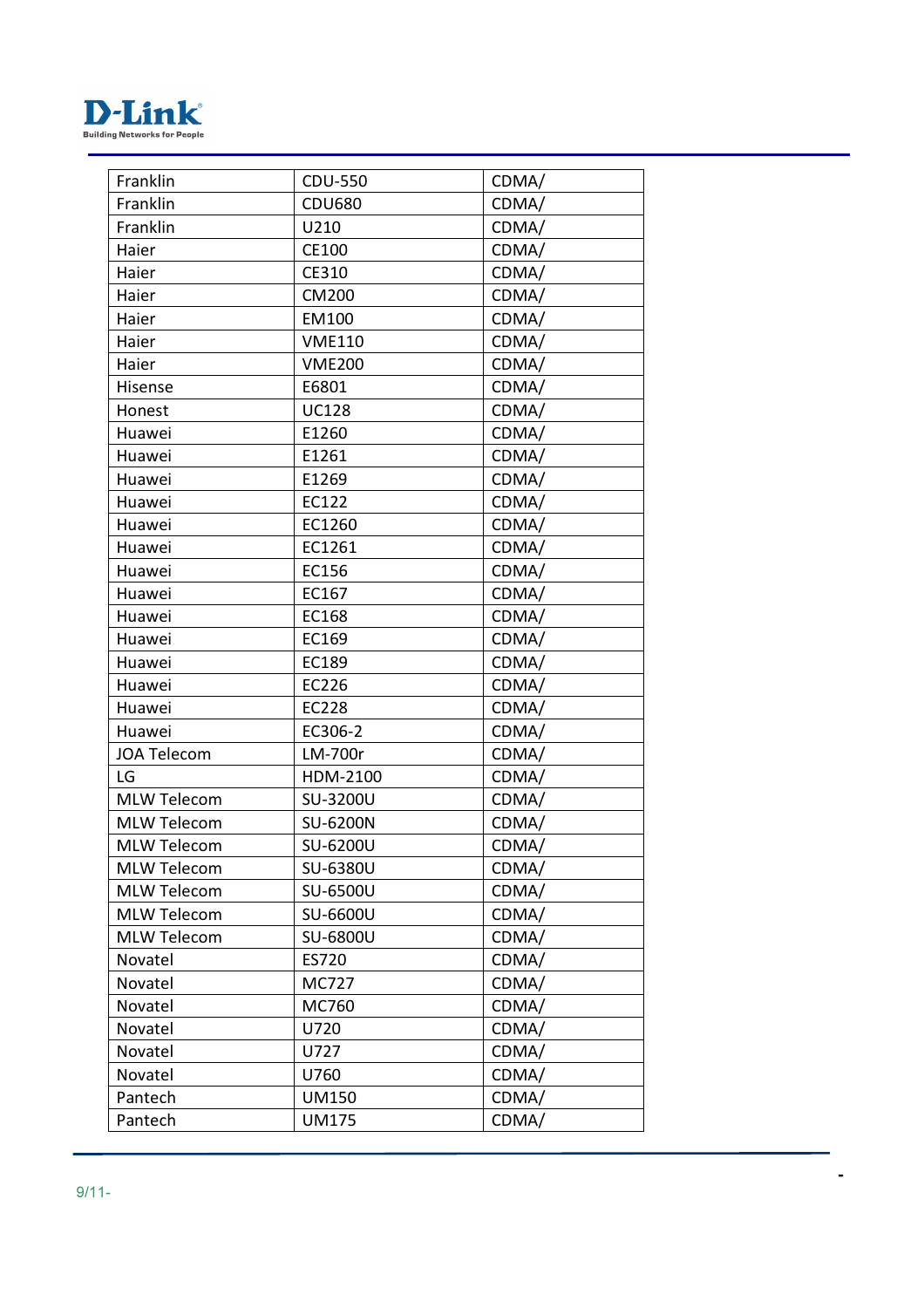| Franklin | CDU-550 | CDMA/ |
|---|---|---|
| Franklin | CDU680 | CDMA/ |
| Franklin | U210 | CDMA/ |
| Haier | CE100 | CDMA/ |
| Haier | CE310 | CDMA/ |
| Haier | CM200 | CDMA/ |
| Haier | EM100 | CDMA/ |
| Haier | VME110 | CDMA/ |
| Haier | VME200 | CDMA/ |
| Hisense | E6801 | CDMA/ |
| Honest | UC128 | CDMA/ |
| Huawei | E1260 | CDMA/ |
| Huawei | E1261 | CDMA/ |
| Huawei | E1269 | CDMA/ |
| Huawei | EC122 | CDMA/ |
| Huawei | EC1260 | CDMA/ |
| Huawei | EC1261 | CDMA/ |
| Huawei | EC156 | CDMA/ |
| Huawei | EC167 | CDMA/ |
| Huawei | EC168 | CDMA/ |
| Huawei | EC169 | CDMA/ |
| Huawei | EC189 | CDMA/ |
| Huawei | EC226 | CDMA/ |
| Huawei | EC228 | CDMA/ |
| Huawei | EC306-2 | CDMA/ |
| JOA Telecom | LM-700r | CDMA/ |
| LG | HDM-2100 | CDMA/ |
| MLW Telecom | SU-3200U | CDMA/ |
| MLW Telecom | SU-6200N | CDMA/ |
| MLW Telecom | SU-6200U | CDMA/ |
| MLW Telecom | SU-6380U | CDMA/ |
| MLW Telecom | SU-6500U | CDMA/ |
| MLW Telecom | SU-6600U | CDMA/ |
| MLW Telecom | SU-6800U | CDMA/ |
| Novatel | ES720 | CDMA/ |
| Novatel | MC727 | CDMA/ |
| Novatel | MC760 | CDMA/ |
| Novatel | U720 | CDMA/ |
| Novatel | U727 | CDMA/ |
| Novatel | U760 | CDMA/ |
| Pantech | UM150 | CDMA/ |
| Pantech | UM175 | CDMA/ |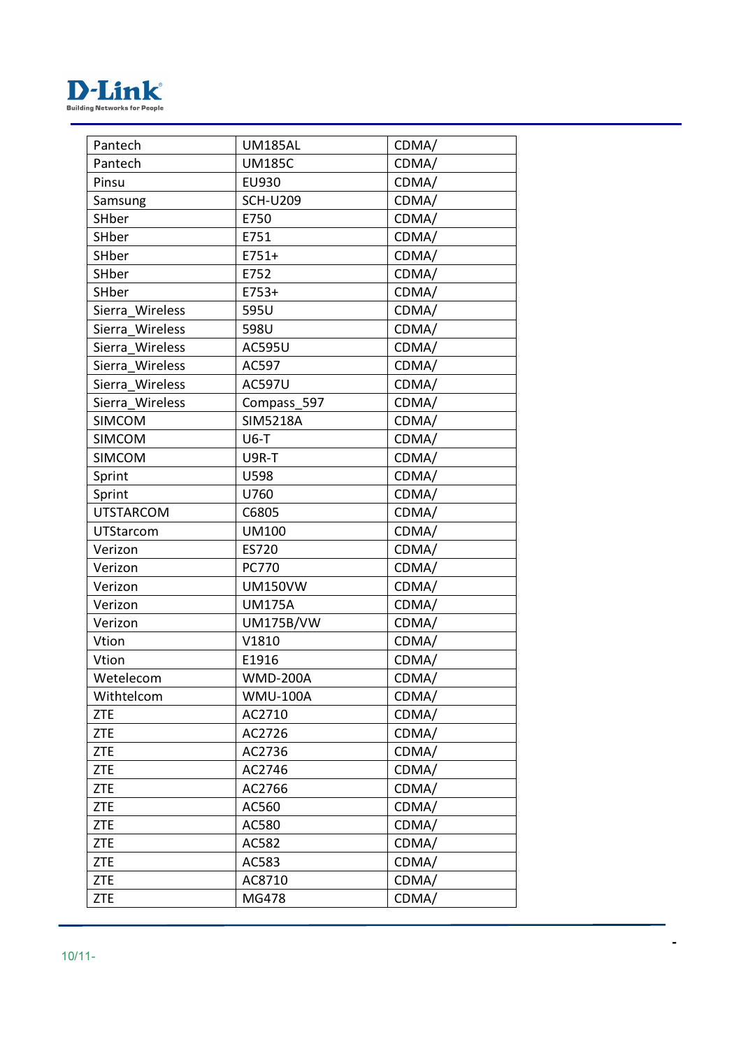| Pantech | UM185AL | CDMA/ |
|---|---|---|
| Pantech | UM185C | CDMA/ |
| Pinsu | EU930 | CDMA/ |
| Samsung | SCH-U209 | CDMA/ |
| SHber | E750 | CDMA/ |
| SHber | E751 | CDMA/ |
| SHber | E751+ | CDMA/ |
| SHber | E752 | CDMA/ |
| SHber | E753+ | CDMA/ |
| Sierra_Wireless | 595U | CDMA/ |
| Sierra_Wireless | 598U | CDMA/ |
| Sierra_Wireless | AC595U | CDMA/ |
| Sierra_Wireless | AC597 | CDMA/ |
| Sierra_Wireless | AC597U | CDMA/ |
| Sierra_Wireless | Compass_597 | CDMA/ |
| SIMCOM | SIM5218A | CDMA/ |
| SIMCOM | U6-T | CDMA/ |
| SIMCOM | U9R-T | CDMA/ |
| Sprint | U598 | CDMA/ |
| Sprint | U760 | CDMA/ |
| UTSTARCOM | C6805 | CDMA/ |
| UTStarcom | UM100 | CDMA/ |
| Verizon | ES720 | CDMA/ |
| Verizon | PC770 | CDMA/ |
| Verizon | UM150VW | CDMA/ |
| Verizon | UM175A | CDMA/ |
| Verizon | UM175B/VW | CDMA/ |
| Vtion | V1810 | CDMA/ |
| Vtion | E1916 | CDMA/ |
| Wetelecom | WMD-200A | CDMA/ |
| Withtelcom | WMU-100A | CDMA/ |
| ZTE | AC2710 | CDMA/ |
| ZTE | AC2726 | CDMA/ |
| ZTE | AC2736 | CDMA/ |
| ZTE | AC2746 | CDMA/ |
| ZTE | AC2766 | CDMA/ |
| ZTE | AC560 | CDMA/ |
| ZTE | AC580 | CDMA/ |
| ZTE | AC582 | CDMA/ |
| ZTE | AC583 | CDMA/ |
| ZTE | AC8710 | CDMA/ |
| ZTE | MG478 | CDMA/ |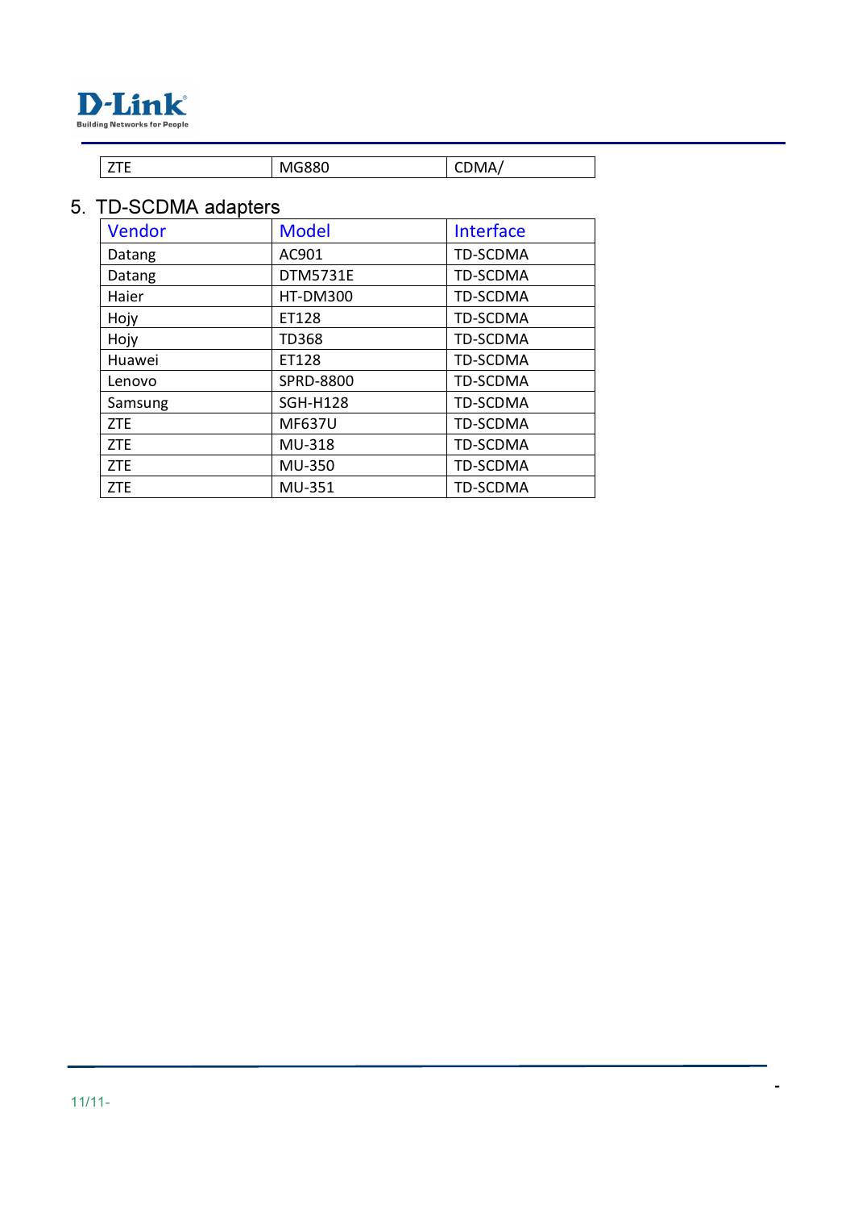| | | |
|---|---|---|
| ZTE | MG880 | CDMA/ |

## 5. TD-SCDMA adapters

| Vendor | Model | Interface |
|---|---|---|
| Datang | AC901 | TD-SCDMA |
| Datang | DTM5731E | TD-SCDMA |
| Haier | HT-DM300 | TD-SCDMA |
| Hojy | ET128 | TD-SCDMA |
| Hojy | TD368 | TD-SCDMA |
| Huawei | ET128 | TD-SCDMA |
| Lenovo | SPRD-8800 | TD-SCDMA |
| Samsung | SGH-H128 | TD-SCDMA |
| ZTE | MF637U | TD-SCDMA |
| ZTE | MU-318 | TD-SCDMA |
| ZTE | MU-350 | TD-SCDMA |
| ZTE | MU-351 | TD-SCDMA |